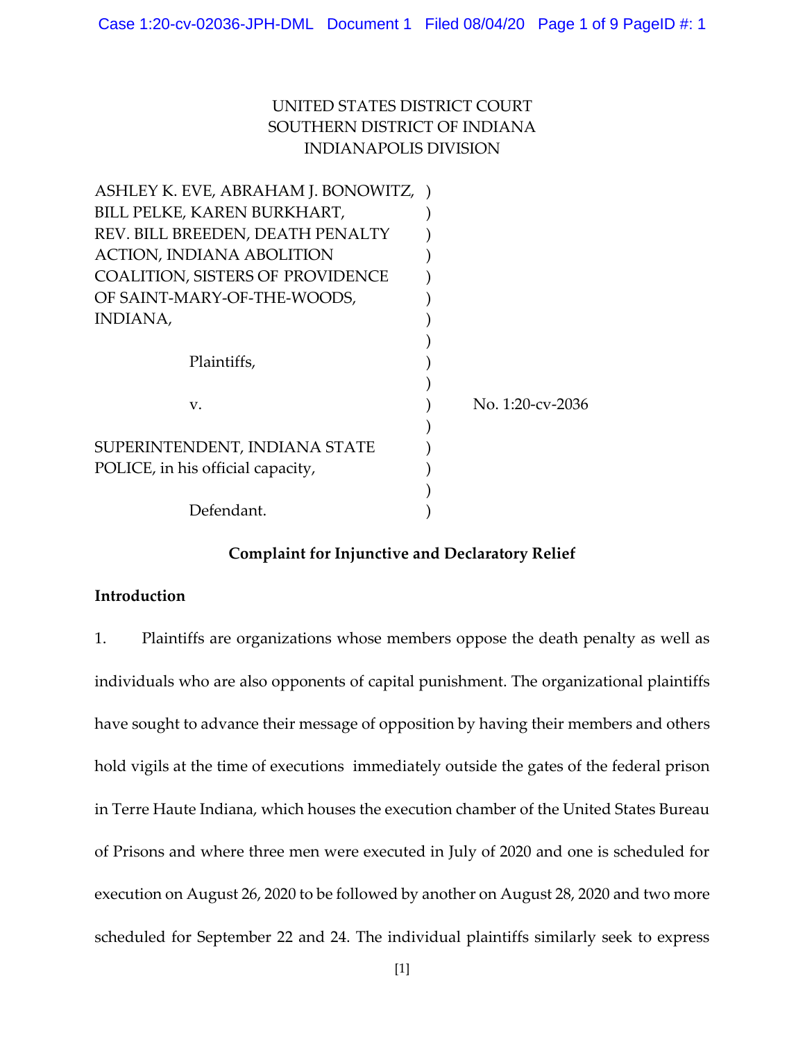UNITED STATES DISTRICT COURT
SOUTHERN DISTRICT OF INDIANA
INDIANAPOLIS DIVISION

ASHLEY K. EVE, ABRAHAM J. BONOWITZ, BILL PELKE, KAREN BURKHART, REV. BILL BREEDEN, DEATH PENALTY ACTION, INDIANA ABOLITION COALITION, SISTERS OF PROVIDENCE OF SAINT-MARY-OF-THE-WOODS, INDIANA,

Plaintiffs,

v.

SUPERINTENDENT, INDIANA STATE POLICE, in his official capacity,

Defendant.

No. 1:20-cv-2036

**Complaint for Injunctive and Declaratory Relief**

**Introduction**

1. Plaintiffs are organizations whose members oppose the death penalty as well as individuals who are also opponents of capital punishment. The organizational plaintiffs have sought to advance their message of opposition by having their members and others hold vigils at the time of executions immediately outside the gates of the federal prison in Terre Haute Indiana, which houses the execution chamber of the United States Bureau of Prisons and where three men were executed in July of 2020 and one is scheduled for execution on August 26, 2020 to be followed by another on August 28, 2020 and two more scheduled for September 22 and 24. The individual plaintiffs similarly seek to express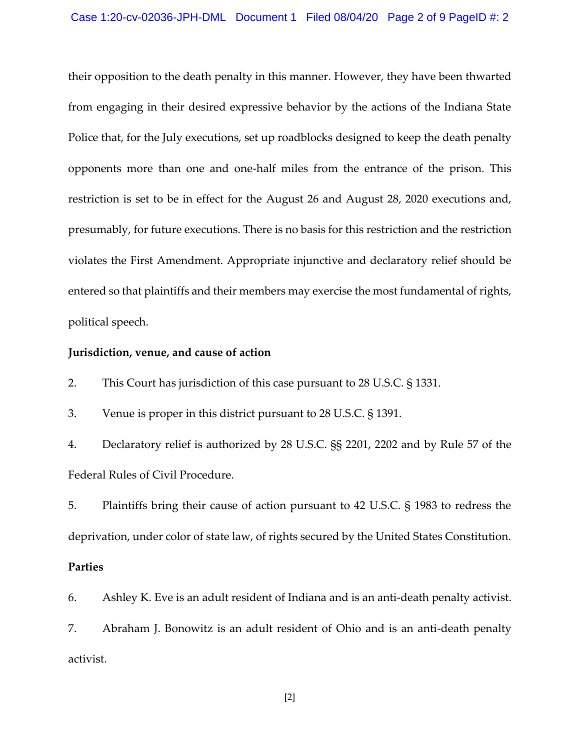their opposition to the death penalty in this manner. However, they have been thwarted from engaging in their desired expressive behavior by the actions of the Indiana State Police that, for the July executions, set up roadblocks designed to keep the death penalty opponents more than one and one-half miles from the entrance of the prison. This restriction is set to be in effect for the August 26 and August 28, 2020 executions and, presumably, for future executions. There is no basis for this restriction and the restriction violates the First Amendment. Appropriate injunctive and declaratory relief should be entered so that plaintiffs and their members may exercise the most fundamental of rights, political speech.

**Jurisdiction, venue, and cause of action**

2. This Court has jurisdiction of this case pursuant to 28 U.S.C. § 1331.

3. Venue is proper in this district pursuant to 28 U.S.C. § 1391.

4. Declaratory relief is authorized by 28 U.S.C. §§ 2201, 2202 and by Rule 57 of the Federal Rules of Civil Procedure.

5. Plaintiffs bring their cause of action pursuant to 42 U.S.C. § 1983 to redress the deprivation, under color of state law, of rights secured by the United States Constitution.

**Parties**

6. Ashley K. Eve is an adult resident of Indiana and is an anti-death penalty activist.

7. Abraham J. Bonowitz is an adult resident of Ohio and is an anti-death penalty activist.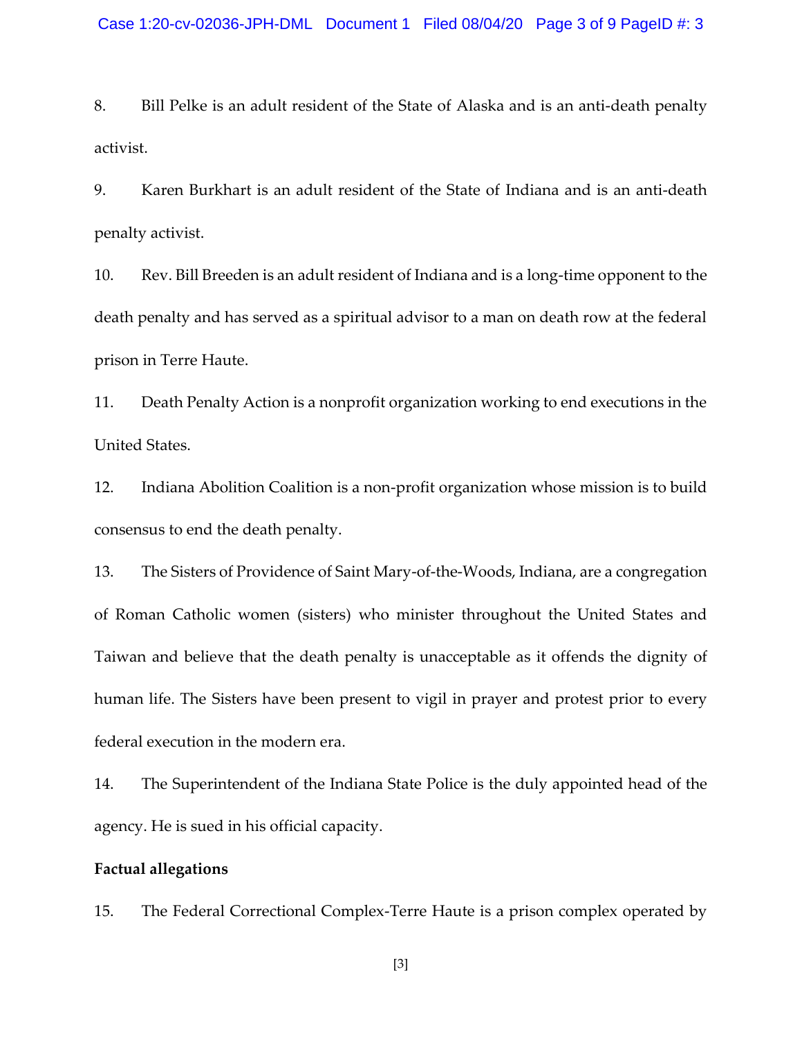8. Bill Pelke is an adult resident of the State of Alaska and is an anti-death penalty activist.

9. Karen Burkhart is an adult resident of the State of Indiana and is an anti-death penalty activist.

10. Rev. Bill Breeden is an adult resident of Indiana and is a long-time opponent to the death penalty and has served as a spiritual advisor to a man on death row at the federal prison in Terre Haute.

11. Death Penalty Action is a nonprofit organization working to end executions in the United States.

12. Indiana Abolition Coalition is a non-profit organization whose mission is to build consensus to end the death penalty.

13. The Sisters of Providence of Saint Mary-of-the-Woods, Indiana, are a congregation of Roman Catholic women (sisters) who minister throughout the United States and Taiwan and believe that the death penalty is unacceptable as it offends the dignity of human life. The Sisters have been present to vigil in prayer and protest prior to every federal execution in the modern era.

14. The Superintendent of the Indiana State Police is the duly appointed head of the agency. He is sued in his official capacity.

**Factual allegations**

15. The Federal Correctional Complex-Terre Haute is a prison complex operated by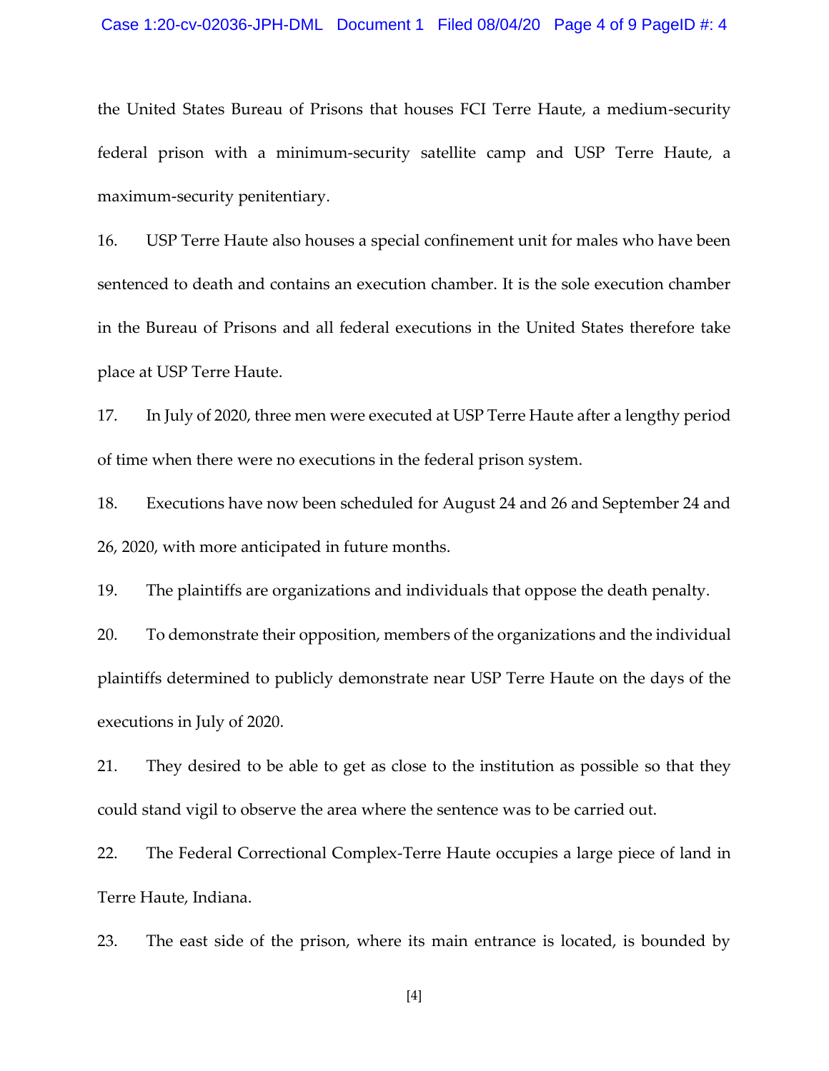the United States Bureau of Prisons that houses FCI Terre Haute, a medium-security federal prison with a minimum-security satellite camp and USP Terre Haute, a maximum-security penitentiary.

16. USP Terre Haute also houses a special confinement unit for males who have been sentenced to death and contains an execution chamber. It is the sole execution chamber in the Bureau of Prisons and all federal executions in the United States therefore take place at USP Terre Haute.

17. In July of 2020, three men were executed at USP Terre Haute after a lengthy period of time when there were no executions in the federal prison system.

18. Executions have now been scheduled for August 24 and 26 and September 24 and 26, 2020, with more anticipated in future months.

19. The plaintiffs are organizations and individuals that oppose the death penalty.

20. To demonstrate their opposition, members of the organizations and the individual plaintiffs determined to publicly demonstrate near USP Terre Haute on the days of the executions in July of 2020.

21. They desired to be able to get as close to the institution as possible so that they could stand vigil to observe the area where the sentence was to be carried out.

22. The Federal Correctional Complex-Terre Haute occupies a large piece of land in Terre Haute, Indiana.

23. The east side of the prison, where its main entrance is located, is bounded by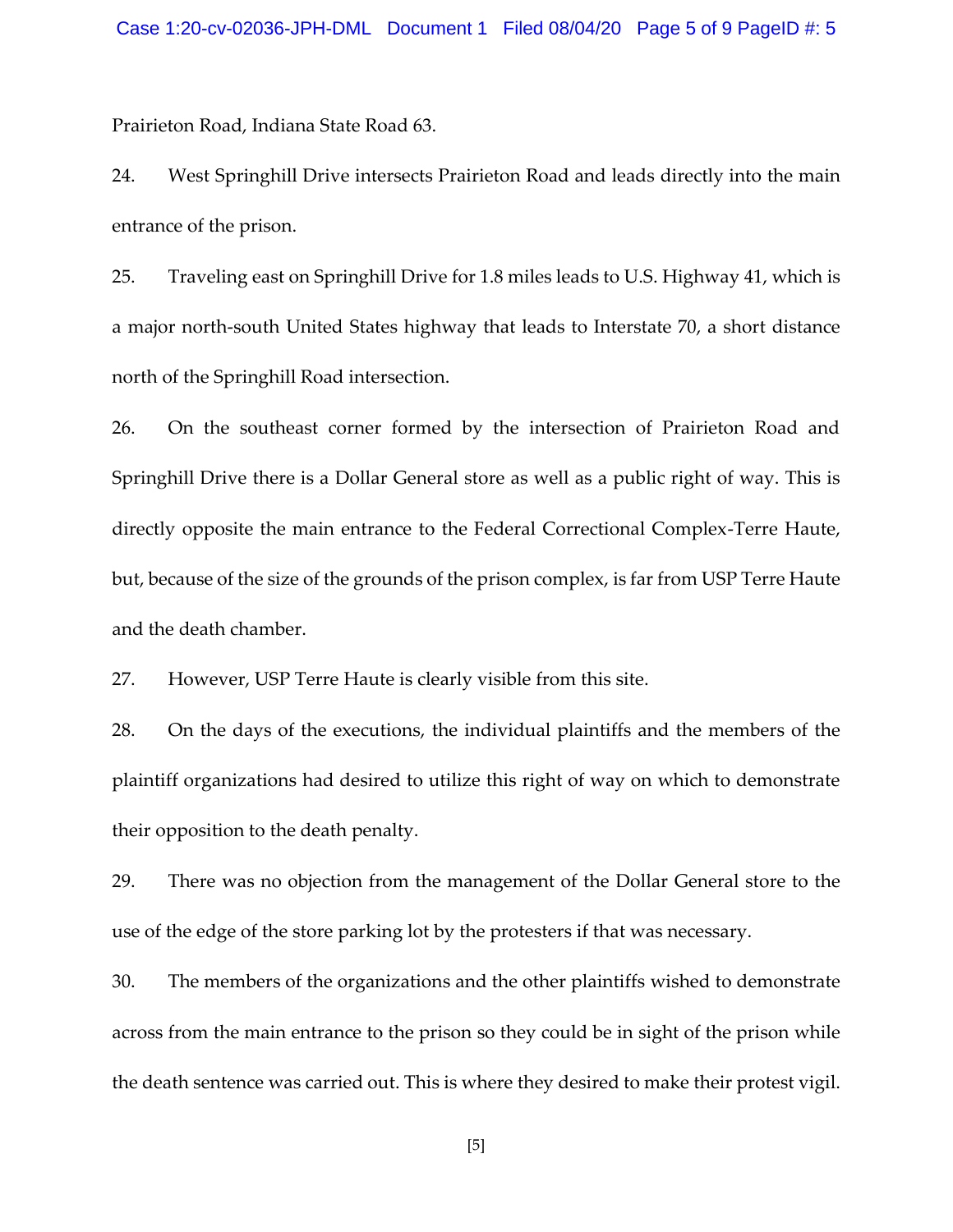Prairieton Road, Indiana State Road 63.

24. West Springhill Drive intersects Prairieton Road and leads directly into the main entrance of the prison.

25. Traveling east on Springhill Drive for 1.8 miles leads to U.S. Highway 41, which is a major north-south United States highway that leads to Interstate 70, a short distance north of the Springhill Road intersection.

26. On the southeast corner formed by the intersection of Prairieton Road and Springhill Drive there is a Dollar General store as well as a public right of way. This is directly opposite the main entrance to the Federal Correctional Complex-Terre Haute, but, because of the size of the grounds of the prison complex, is far from USP Terre Haute and the death chamber.

27. However, USP Terre Haute is clearly visible from this site.

28. On the days of the executions, the individual plaintiffs and the members of the plaintiff organizations had desired to utilize this right of way on which to demonstrate their opposition to the death penalty.

29. There was no objection from the management of the Dollar General store to the use of the edge of the store parking lot by the protesters if that was necessary.

30. The members of the organizations and the other plaintiffs wished to demonstrate across from the main entrance to the prison so they could be in sight of the prison while the death sentence was carried out. This is where they desired to make their protest vigil.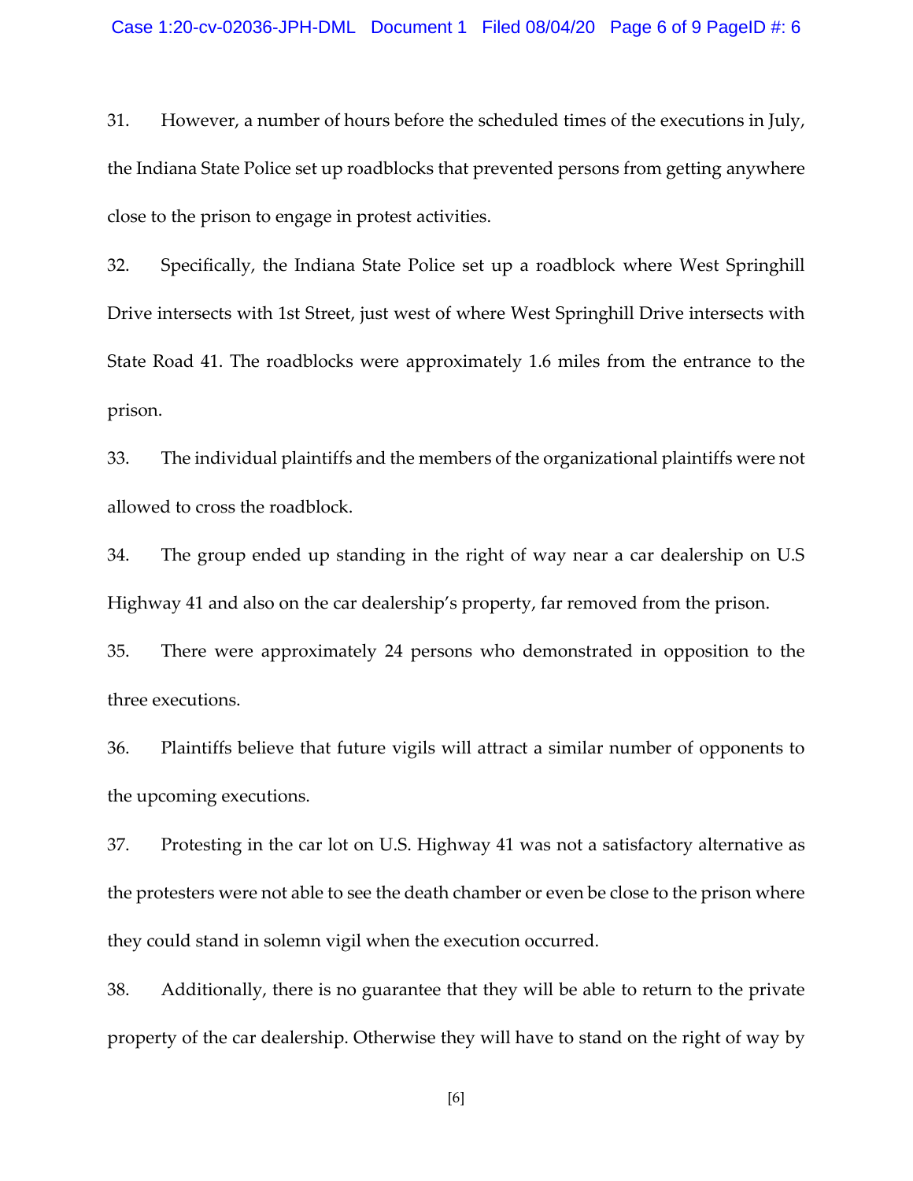31. However, a number of hours before the scheduled times of the executions in July, the Indiana State Police set up roadblocks that prevented persons from getting anywhere close to the prison to engage in protest activities.

32. Specifically, the Indiana State Police set up a roadblock where West Springhill Drive intersects with 1st Street, just west of where West Springhill Drive intersects with State Road 41. The roadblocks were approximately 1.6 miles from the entrance to the prison.

33. The individual plaintiffs and the members of the organizational plaintiffs were not allowed to cross the roadblock.

34. The group ended up standing in the right of way near a car dealership on U.S Highway 41 and also on the car dealership's property, far removed from the prison.

35. There were approximately 24 persons who demonstrated in opposition to the three executions.

36. Plaintiffs believe that future vigils will attract a similar number of opponents to the upcoming executions.

37. Protesting in the car lot on U.S. Highway 41 was not a satisfactory alternative as the protesters were not able to see the death chamber or even be close to the prison where they could stand in solemn vigil when the execution occurred.

38. Additionally, there is no guarantee that they will be able to return to the private property of the car dealership. Otherwise they will have to stand on the right of way by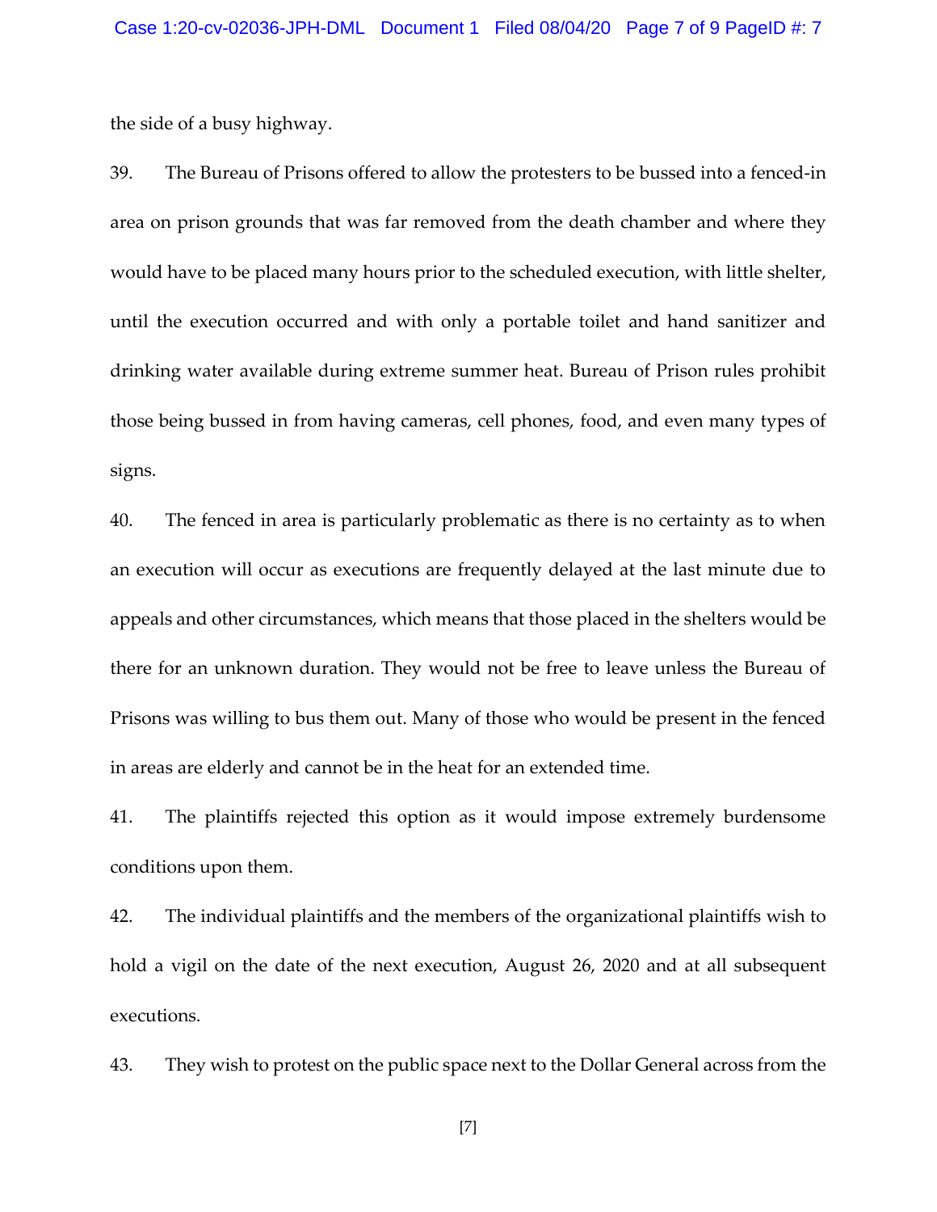the side of a busy highway.

39. The Bureau of Prisons offered to allow the protesters to be bussed into a fenced-in area on prison grounds that was far removed from the death chamber and where they would have to be placed many hours prior to the scheduled execution, with little shelter, until the execution occurred and with only a portable toilet and hand sanitizer and drinking water available during extreme summer heat. Bureau of Prison rules prohibit those being bussed in from having cameras, cell phones, food, and even many types of signs.

40. The fenced in area is particularly problematic as there is no certainty as to when an execution will occur as executions are frequently delayed at the last minute due to appeals and other circumstances, which means that those placed in the shelters would be there for an unknown duration. They would not be free to leave unless the Bureau of Prisons was willing to bus them out. Many of those who would be present in the fenced in areas are elderly and cannot be in the heat for an extended time.

41. The plaintiffs rejected this option as it would impose extremely burdensome conditions upon them.

42. The individual plaintiffs and the members of the organizational plaintiffs wish to hold a vigil on the date of the next execution, August 26, 2020 and at all subsequent executions.

43. They wish to protest on the public space next to the Dollar General across from the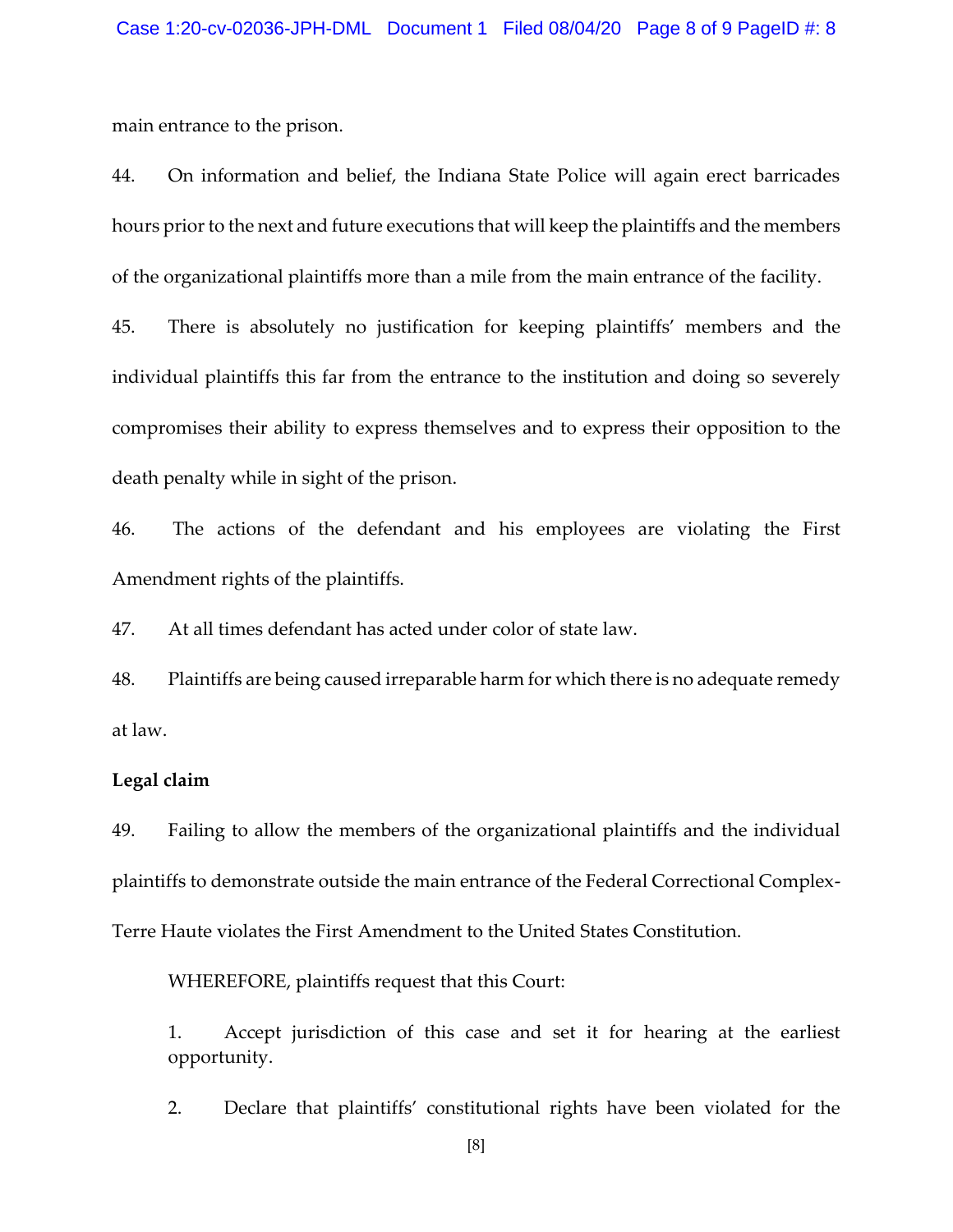main entrance to the prison.

44. On information and belief, the Indiana State Police will again erect barricades hours prior to the next and future executions that will keep the plaintiffs and the members of the organizational plaintiffs more than a mile from the main entrance of the facility.

45. There is absolutely no justification for keeping plaintiffs' members and the individual plaintiffs this far from the entrance to the institution and doing so severely compromises their ability to express themselves and to express their opposition to the death penalty while in sight of the prison.

46. The actions of the defendant and his employees are violating the First Amendment rights of the plaintiffs.

47. At all times defendant has acted under color of state law.

48. Plaintiffs are being caused irreparable harm for which there is no adequate remedy at law.

**Legal claim**

49. Failing to allow the members of the organizational plaintiffs and the individual plaintiffs to demonstrate outside the main entrance of the Federal Correctional Complex-Terre Haute violates the First Amendment to the United States Constitution.

WHEREFORE, plaintiffs request that this Court:

1. Accept jurisdiction of this case and set it for hearing at the earliest opportunity.

2. Declare that plaintiffs' constitutional rights have been violated for the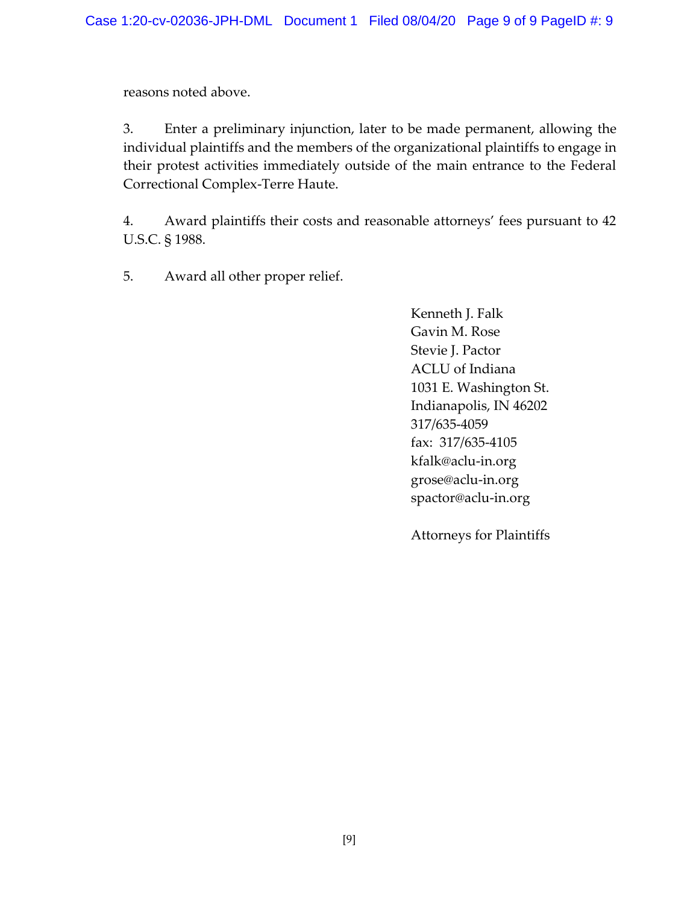reasons noted above.

3. Enter a preliminary injunction, later to be made permanent, allowing the individual plaintiffs and the members of the organizational plaintiffs to engage in their protest activities immediately outside of the main entrance to the Federal Correctional Complex-Terre Haute.

4. Award plaintiffs their costs and reasonable attorneys' fees pursuant to 42 U.S.C. § 1988.

5. Award all other proper relief.

Kenneth J. Falk
Gavin M. Rose
Stevie J. Pactor
ACLU of Indiana
1031 E. Washington St.
Indianapolis, IN 46202
317/635-4059
fax: 317/635-4105
kfalk@aclu-in.org
grose@aclu-in.org
spactor@aclu-in.org

Attorneys for Plaintiffs